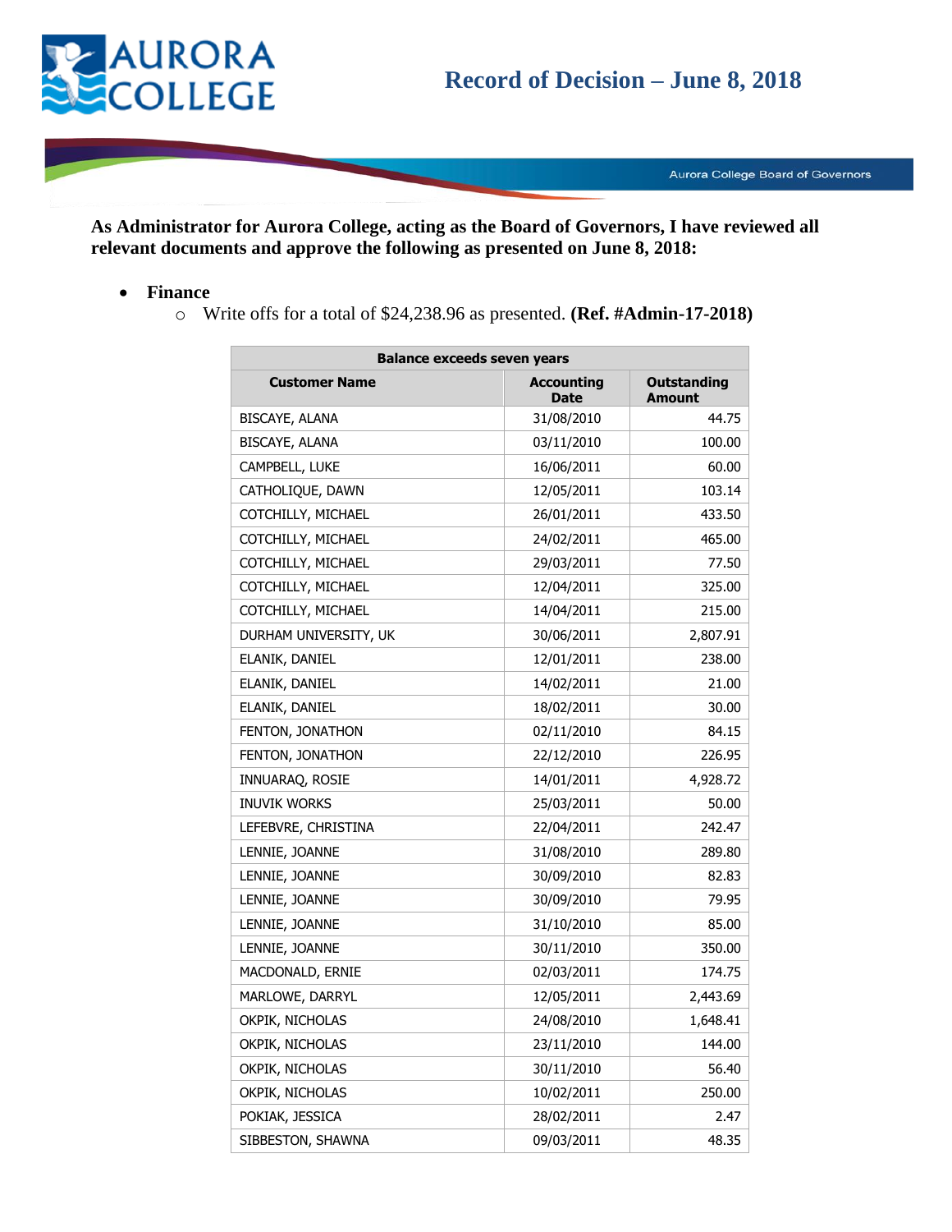# Record of Decision – June 8, 2018

Aurora College Board of Governors

**As Administrator for Aurora College, acting as the Board of Governors, I have reviewed all relevant documents and approve the following as presented on June 8, 2018:**

- **Finance**
  - Write offs for a total of $24,238.96 as presented. **(Ref. #Admin-17-2018)**

| Balance exceeds seven years | | |
|---|---|---|
| **Customer Name** | **Accounting Date** | **Outstanding Amount** |
| BISCAYE, ALANA | 31/08/2010 | 44.75 |
| BISCAYE, ALANA | 03/11/2010 | 100.00 |
| CAMPBELL, LUKE | 16/06/2011 | 60.00 |
| CATHOLIQUE, DAWN | 12/05/2011 | 103.14 |
| COTCHILLY, MICHAEL | 26/01/2011 | 433.50 |
| COTCHILLY, MICHAEL | 24/02/2011 | 465.00 |
| COTCHILLY, MICHAEL | 29/03/2011 | 77.50 |
| COTCHILLY, MICHAEL | 12/04/2011 | 325.00 |
| COTCHILLY, MICHAEL | 14/04/2011 | 215.00 |
| DURHAM UNIVERSITY, UK | 30/06/2011 | 2,807.91 |
| ELANIK, DANIEL | 12/01/2011 | 238.00 |
| ELANIK, DANIEL | 14/02/2011 | 21.00 |
| ELANIK, DANIEL | 18/02/2011 | 30.00 |
| FENTON, JONATHON | 02/11/2010 | 84.15 |
| FENTON, JONATHON | 22/12/2010 | 226.95 |
| INNUARAQ, ROSIE | 14/01/2011 | 4,928.72 |
| INUVIK WORKS | 25/03/2011 | 50.00 |
| LEFEBVRE, CHRISTINA | 22/04/2011 | 242.47 |
| LENNIE, JOANNE | 31/08/2010 | 289.80 |
| LENNIE, JOANNE | 30/09/2010 | 82.83 |
| LENNIE, JOANNE | 30/09/2010 | 79.95 |
| LENNIE, JOANNE | 31/10/2010 | 85.00 |
| LENNIE, JOANNE | 30/11/2010 | 350.00 |
| MACDONALD, ERNIE | 02/03/2011 | 174.75 |
| MARLOWE, DARRYL | 12/05/2011 | 2,443.69 |
| OKPIK, NICHOLAS | 24/08/2010 | 1,648.41 |
| OKPIK, NICHOLAS | 23/11/2010 | 144.00 |
| OKPIK, NICHOLAS | 30/11/2010 | 56.40 |
| OKPIK, NICHOLAS | 10/02/2011 | 250.00 |
| POKIAK, JESSICA | 28/02/2011 | 2.47 |
| SIBBESTON, SHAWNA | 09/03/2011 | 48.35 |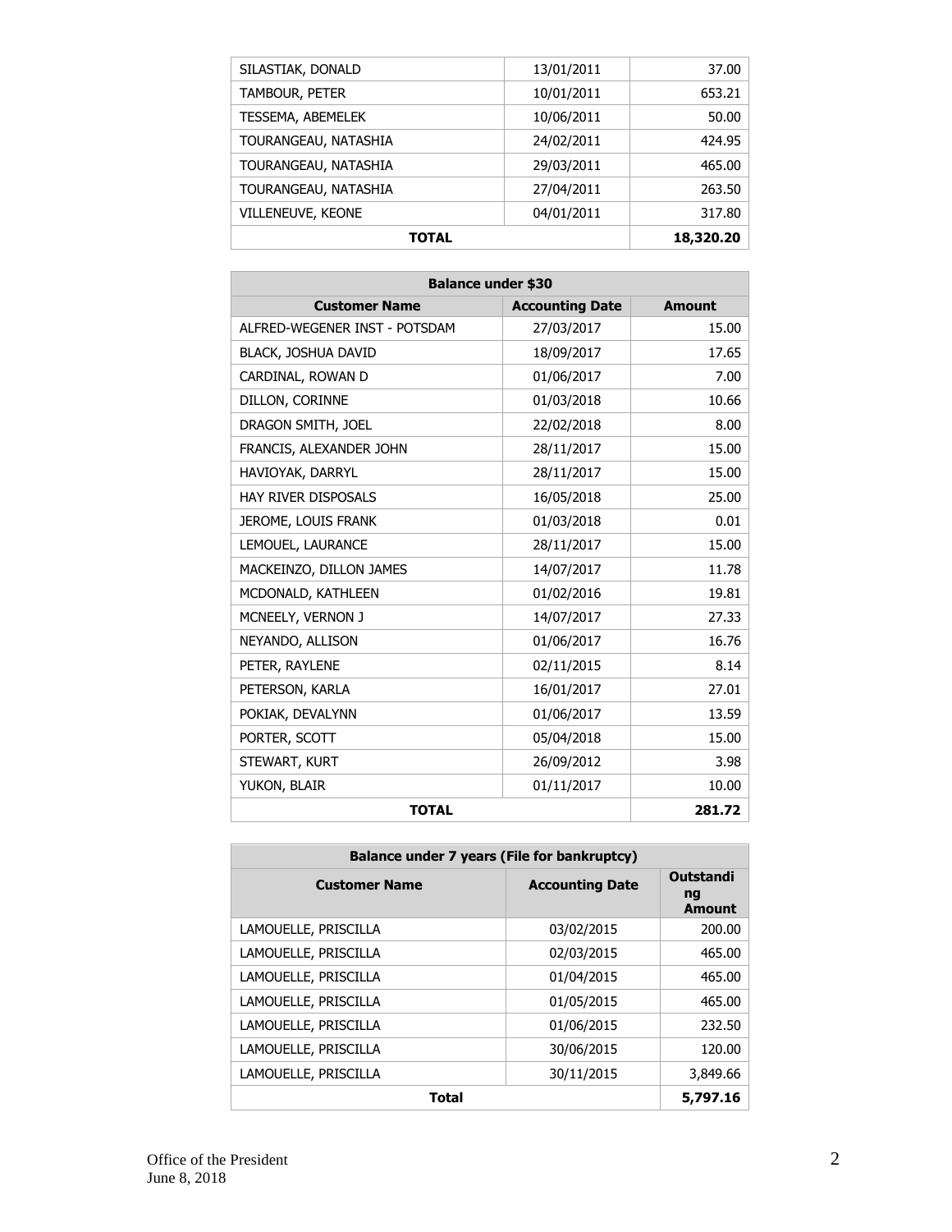| | | |
|---|---|---|
| SILASTIAK, DONALD | 13/01/2011 | 37.00 |
| TAMBOUR, PETER | 10/01/2011 | 653.21 |
| TESSEMA, ABEMELEK | 10/06/2011 | 50.00 |
| TOURANGEAU, NATASHIA | 24/02/2011 | 424.95 |
| TOURANGEAU, NATASHIA | 29/03/2011 | 465.00 |
| TOURANGEAU, NATASHIA | 27/04/2011 | 263.50 |
| VILLENEUVE, KEONE | 04/01/2011 | 317.80 |
| **TOTAL** | | **18,320.20** |

| **Balance under $30** | | |
|---|---|---|
| **Customer Name** | **Accounting Date** | **Amount** |
| ALFRED-WEGENER INST - POTSDAM | 27/03/2017 | 15.00 |
| BLACK, JOSHUA DAVID | 18/09/2017 | 17.65 |
| CARDINAL, ROWAN D | 01/06/2017 | 7.00 |
| DILLON, CORINNE | 01/03/2018 | 10.66 |
| DRAGON SMITH, JOEL | 22/02/2018 | 8.00 |
| FRANCIS, ALEXANDER JOHN | 28/11/2017 | 15.00 |
| HAVIOYAK, DARRYL | 28/11/2017 | 15.00 |
| HAY RIVER DISPOSALS | 16/05/2018 | 25.00 |
| JEROME, LOUIS FRANK | 01/03/2018 | 0.01 |
| LEMOUEL, LAURANCE | 28/11/2017 | 15.00 |
| MACKEINZO, DILLON JAMES | 14/07/2017 | 11.78 |
| MCDONALD, KATHLEEN | 01/02/2016 | 19.81 |
| MCNEELY, VERNON J | 14/07/2017 | 27.33 |
| NEYANDO, ALLISON | 01/06/2017 | 16.76 |
| PETER, RAYLENE | 02/11/2015 | 8.14 |
| PETERSON, KARLA | 16/01/2017 | 27.01 |
| POKIAK, DEVALYNN | 01/06/2017 | 13.59 |
| PORTER, SCOTT | 05/04/2018 | 15.00 |
| STEWART, KURT | 26/09/2012 | 3.98 |
| YUKON, BLAIR | 01/11/2017 | 10.00 |
| **TOTAL** | | **281.72** |

| **Balance under 7 years (File for bankruptcy)** | | |
|---|---|---|
| **Customer Name** | **Accounting Date** | **Outstanding Amount** |
| LAMOUELLE, PRISCILLA | 03/02/2015 | 200.00 |
| LAMOUELLE, PRISCILLA | 02/03/2015 | 465.00 |
| LAMOUELLE, PRISCILLA | 01/04/2015 | 465.00 |
| LAMOUELLE, PRISCILLA | 01/05/2015 | 465.00 |
| LAMOUELLE, PRISCILLA | 01/06/2015 | 232.50 |
| LAMOUELLE, PRISCILLA | 30/06/2015 | 120.00 |
| LAMOUELLE, PRISCILLA | 30/11/2015 | 3,849.66 |
| **Total** | | **5,797.16** |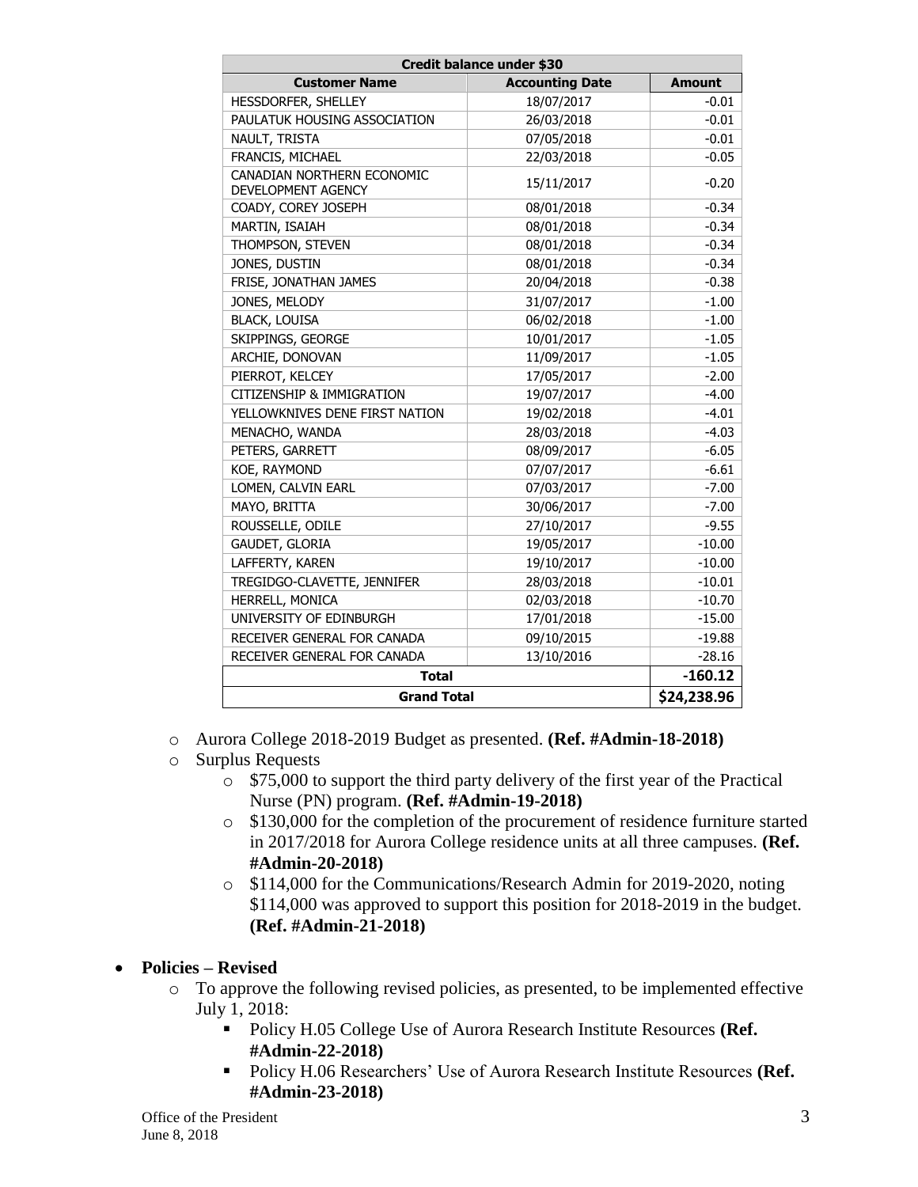| Credit balance under $30 | | |
|---|---|---|
| **Customer Name** | **Accounting Date** | **Amount** |
| HESSDORFER, SHELLEY | 18/07/2017 | -0.01 |
| PAULATUK HOUSING ASSOCIATION | 26/03/2018 | -0.01 |
| NAULT, TRISTA | 07/05/2018 | -0.01 |
| FRANCIS, MICHAEL | 22/03/2018 | -0.05 |
| CANADIAN NORTHERN ECONOMIC DEVELOPMENT AGENCY | 15/11/2017 | -0.20 |
| COADY, COREY JOSEPH | 08/01/2018 | -0.34 |
| MARTIN, ISAIAH | 08/01/2018 | -0.34 |
| THOMPSON, STEVEN | 08/01/2018 | -0.34 |
| JONES, DUSTIN | 08/01/2018 | -0.34 |
| FRISE, JONATHAN JAMES | 20/04/2018 | -0.38 |
| JONES, MELODY | 31/07/2017 | -1.00 |
| BLACK, LOUISA | 06/02/2018 | -1.00 |
| SKIPPINGS, GEORGE | 10/01/2017 | -1.05 |
| ARCHIE, DONOVAN | 11/09/2017 | -1.05 |
| PIERROT, KELCEY | 17/05/2017 | -2.00 |
| CITIZENSHIP & IMMIGRATION | 19/07/2017 | -4.00 |
| YELLOWKNIVES DENE FIRST NATION | 19/02/2018 | -4.01 |
| MENACHO, WANDA | 28/03/2018 | -4.03 |
| PETERS, GARRETT | 08/09/2017 | -6.05 |
| KOE, RAYMOND | 07/07/2017 | -6.61 |
| LOMEN, CALVIN EARL | 07/03/2017 | -7.00 |
| MAYO, BRITTA | 30/06/2017 | -7.00 |
| ROUSSELLE, ODILE | 27/10/2017 | -9.55 |
| GAUDET, GLORIA | 19/05/2017 | -10.00 |
| LAFFERTY, KAREN | 19/10/2017 | -10.00 |
| TREGIDGO-CLAVETTE, JENNIFER | 28/03/2018 | -10.01 |
| HERRELL, MONICA | 02/03/2018 | -10.70 |
| UNIVERSITY OF EDINBURGH | 17/01/2018 | -15.00 |
| RECEIVER GENERAL FOR CANADA | 09/10/2015 | -19.88 |
| RECEIVER GENERAL FOR CANADA | 13/10/2016 | -28.16 |
| **Total** | | **-160.12** |
| **Grand Total** | | **$24,238.96** |

- Aurora College 2018-2019 Budget as presented. **(Ref. #Admin-18-2018)**
- Surplus Requests
  - $75,000 to support the third party delivery of the first year of the Practical Nurse (PN) program. **(Ref. #Admin-19-2018)**
  - $130,000 for the completion of the procurement of residence furniture started in 2017/2018 for Aurora College residence units at all three campuses. **(Ref. #Admin-20-2018)**
  - $114,000 for the Communications/Research Admin for 2019-2020, noting $114,000 was approved to support this position for 2018-2019 in the budget. **(Ref. #Admin-21-2018)**

- **Policies – Revised**
  - To approve the following revised policies, as presented, to be implemented effective July 1, 2018:
    - Policy H.05 College Use of Aurora Research Institute Resources **(Ref. #Admin-22-2018)**
    - Policy H.06 Researchers' Use of Aurora Research Institute Resources **(Ref. #Admin-23-2018)**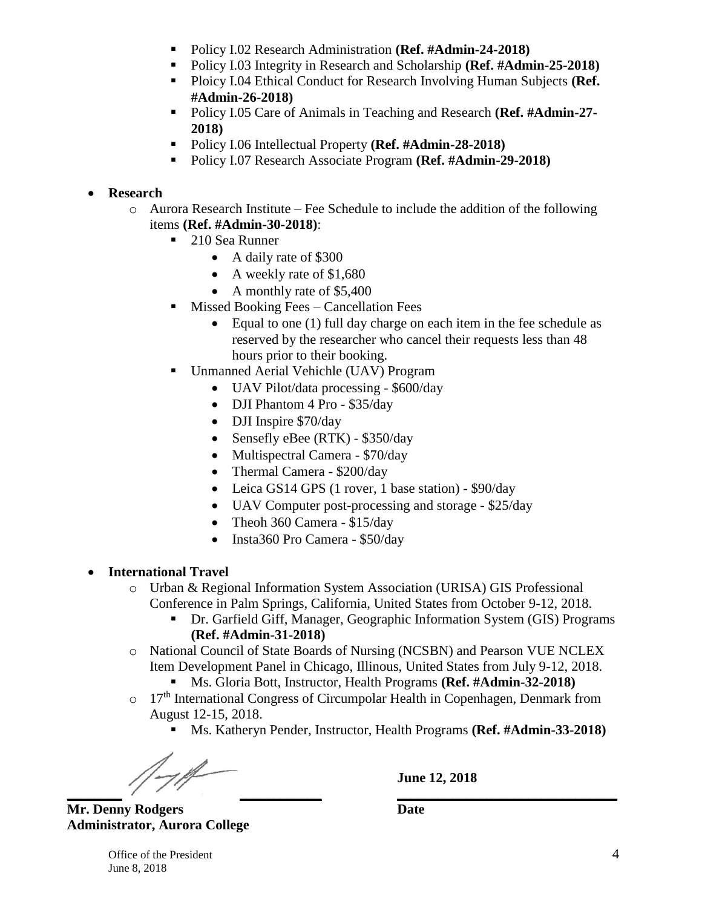- Policy I.02 Research Administration **(Ref. #Admin-24-2018)**
    - Policy I.03 Integrity in Research and Scholarship **(Ref. #Admin-25-2018)**
    - Ploicy I.04 Ethical Conduct for Research Involving Human Subjects **(Ref. #Admin-26-2018)**
    - Policy I.05 Care of Animals in Teaching and Research **(Ref. #Admin-27-2018)**
    - Policy I.06 Intellectual Property **(Ref. #Admin-28-2018)**
    - Policy I.07 Research Associate Program **(Ref. #Admin-29-2018)**

- **Research**
  - Aurora Research Institute – Fee Schedule to include the addition of the following items **(Ref. #Admin-30-2018)**:
    - 210 Sea Runner
      - A daily rate of $300
      - A weekly rate of $1,680
      - A monthly rate of $5,400
    - Missed Booking Fees – Cancellation Fees
      - Equal to one (1) full day charge on each item in the fee schedule as reserved by the researcher who cancel their requests less than 48 hours prior to their booking.
    - Unmanned Aerial Vehichle (UAV) Program
      - UAV Pilot/data processing - $600/day
      - DJI Phantom 4 Pro - $35/day
      - DJI Inspire $70/day
      - Sensefly eBee (RTK) - $350/day
      - Multispectral Camera - $70/day
      - Thermal Camera - $200/day
      - Leica GS14 GPS (1 rover, 1 base station) - $90/day
      - UAV Computer post-processing and storage - $25/day
      - Theoh 360 Camera - $15/day
      - Insta360 Pro Camera - $50/day

- **International Travel**
  - Urban & Regional Information System Association (URISA) GIS Professional Conference in Palm Springs, California, United States from October 9-12, 2018.
    - Dr. Garfield Giff, Manager, Geographic Information System (GIS) Programs **(Ref. #Admin-31-2018)**
  - National Council of State Boards of Nursing (NCSBN) and Pearson VUE NCLEX Item Development Panel in Chicago, Illinois, United States from July 9-12, 2018.
    - Ms. Gloria Bott, Instructor, Health Programs **(Ref. #Admin-32-2018)**
  - 17th International Congress of Circumpolar Health in Copenhagen, Denmark from August 12-15, 2018.
    - Ms. Katheryn Pender, Instructor, Health Programs **(Ref. #Admin-33-2018)**

**June 12, 2018**

**Mr. Denny Rodgers**
**Administrator, Aurora College**

**Date**

Office of the President
June 8, 2018